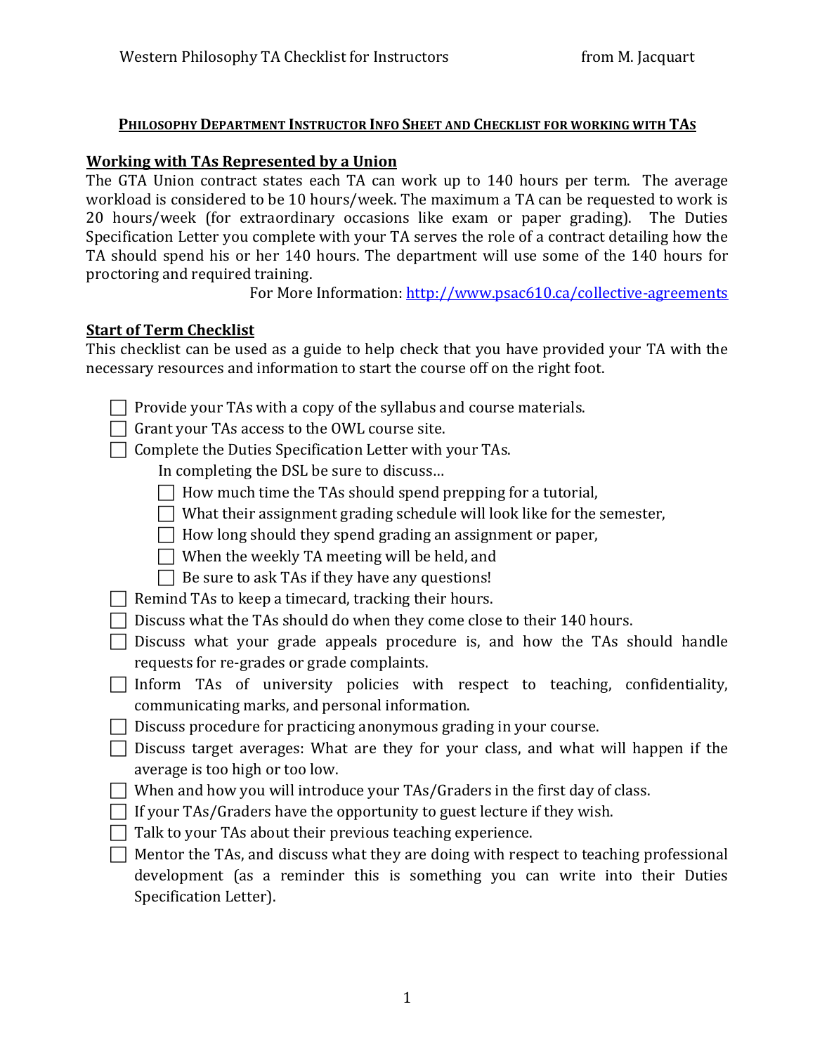## PHILOSOPHY DEPARTMENT INSTRUCTOR INFO SHEET AND CHECKLIST FOR WORKING WITH TAS

### Working with TAs Represented by a Union

The GTA Union contract states each TA can work up to 140 hours per term. The average workload is considered to be 10 hours/week. The maximum a TA can be requested to work is 20 hours/week (for extraordinary occasions like exam or paper grading). The Duties Specification Letter you complete with your TA serves the role of a contract detailing how the TA should spend his or her 140 hours. The department will use some of the 140 hours for proctoring and required training.

For More Information: [http://www.psac610.ca/collective-agreements](http://www.psac610.ca/collective-agreements)

### Start of Term Checklist

This checklist can be used as a guide to help check that you have provided your TA with the necessary resources and information to start the course off on the right foot.

- [ ] Provide your TAs with a copy of the syllabus and course materials.
- [ ] Grant your TAs access to the OWL course site.
- [ ] Complete the Duties Specification Letter with your TAs.
  In completing the DSL be sure to discuss…
  - [ ] How much time the TAs should spend prepping for a tutorial,
  - [ ] What their assignment grading schedule will look like for the semester,
  - [ ] How long should they spend grading an assignment or paper,
  - [ ] When the weekly TA meeting will be held, and
  - [ ] Be sure to ask TAs if they have any questions!
- [ ] Remind TAs to keep a timecard, tracking their hours.
- [ ] Discuss what the TAs should do when they come close to their 140 hours.
- [ ] Discuss what your grade appeals procedure is, and how the TAs should handle requests for re-grades or grade complaints.
- [ ] Inform TAs of university policies with respect to teaching, confidentiality, communicating marks, and personal information.
- [ ] Discuss procedure for practicing anonymous grading in your course.
- [ ] Discuss target averages: What are they for your class, and what will happen if the average is too high or too low.
- [ ] When and how you will introduce your TAs/Graders in the first day of class.
- [ ] If your TAs/Graders have the opportunity to guest lecture if they wish.
- [ ] Talk to your TAs about their previous teaching experience.
- [ ] Mentor the TAs, and discuss what they are doing with respect to teaching professional development (as a reminder this is something you can write into their Duties Specification Letter).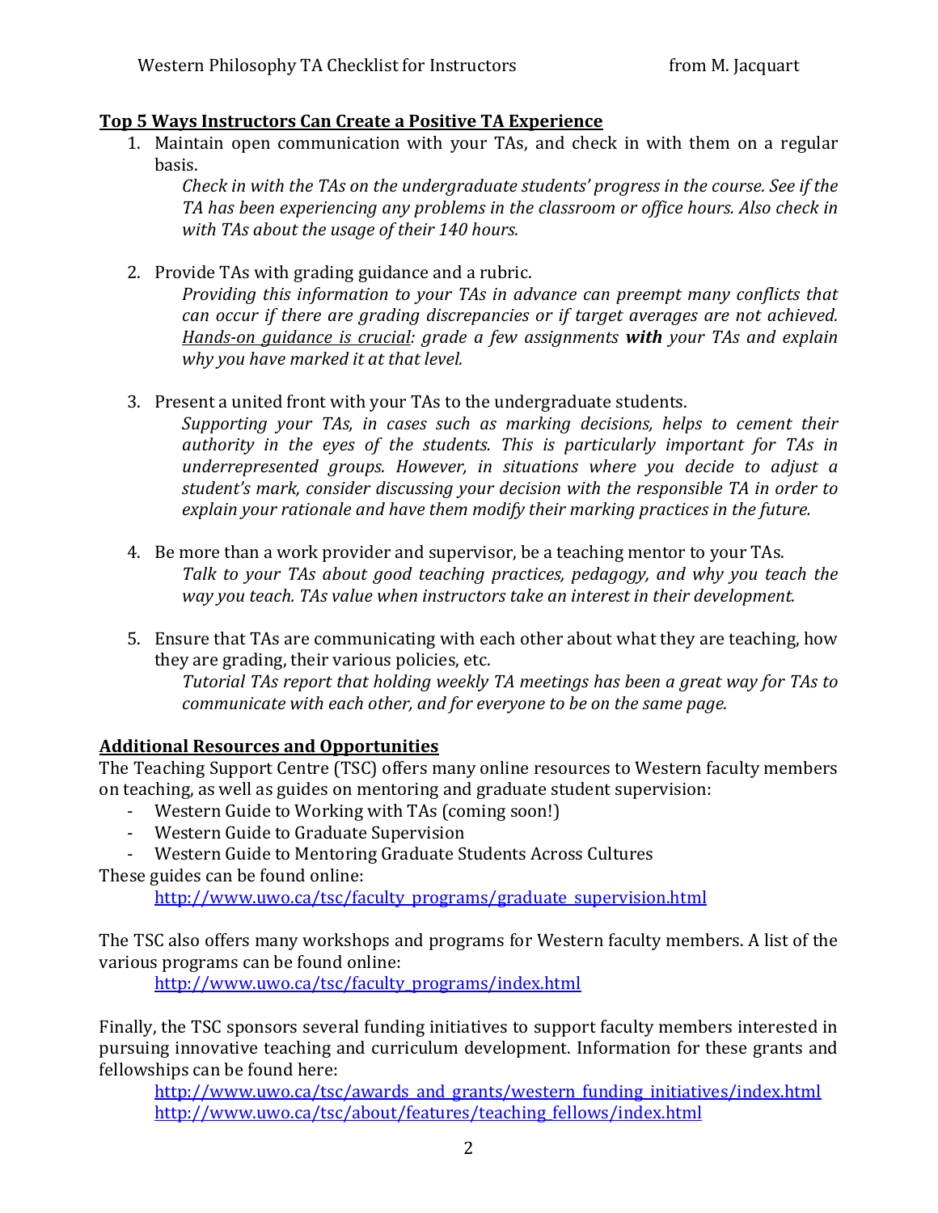## **Top 5 Ways Instructors Can Create a Positive TA Experience**

1. Maintain open communication with your TAs, and check in with them on a regular basis.

   *Check in with the TAs on the undergraduate students' progress in the course. See if the TA has been experiencing any problems in the classroom or office hours. Also check in with TAs about the usage of their 140 hours.*

2. Provide TAs with grading guidance and a rubric.

   *Providing this information to your TAs in advance can preempt many conflicts that can occur if there are grading discrepancies or if target averages are not achieved. <u>Hands-on guidance is crucial</u>: grade a few assignments **with** your TAs and explain why you have marked it at that level.*

3. Present a united front with your TAs to the undergraduate students.

   *Supporting your TAs, in cases such as marking decisions, helps to cement their authority in the eyes of the students. This is particularly important for TAs in underrepresented groups. However, in situations where you decide to adjust a student's mark, consider discussing your decision with the responsible TA in order to explain your rationale and have them modify their marking practices in the future.*

4. Be more than a work provider and supervisor, be a teaching mentor to your TAs.

   *Talk to your TAs about good teaching practices, pedagogy, and why you teach the way you teach. TAs value when instructors take an interest in their development.*

5. Ensure that TAs are communicating with each other about what they are teaching, how they are grading, their various policies, etc.

   *Tutorial TAs report that holding weekly TA meetings has been a great way for TAs to communicate with each other, and for everyone to be on the same page.*

## **Additional Resources and Opportunities**

The Teaching Support Centre (TSC) offers many online resources to Western faculty members on teaching, as well as guides on mentoring and graduate student supervision:

- Western Guide to Working with TAs (coming soon!)
- Western Guide to Graduate Supervision
- Western Guide to Mentoring Graduate Students Across Cultures

These guides can be found online:

http://www.uwo.ca/tsc/faculty_programs/graduate_supervision.html

The TSC also offers many workshops and programs for Western faculty members. A list of the various programs can be found online:

http://www.uwo.ca/tsc/faculty_programs/index.html

Finally, the TSC sponsors several funding initiatives to support faculty members interested in pursuing innovative teaching and curriculum development. Information for these grants and fellowships can be found here:

http://www.uwo.ca/tsc/awards_and_grants/western_funding_initiatives/index.html
http://www.uwo.ca/tsc/about/features/teaching_fellows/index.html